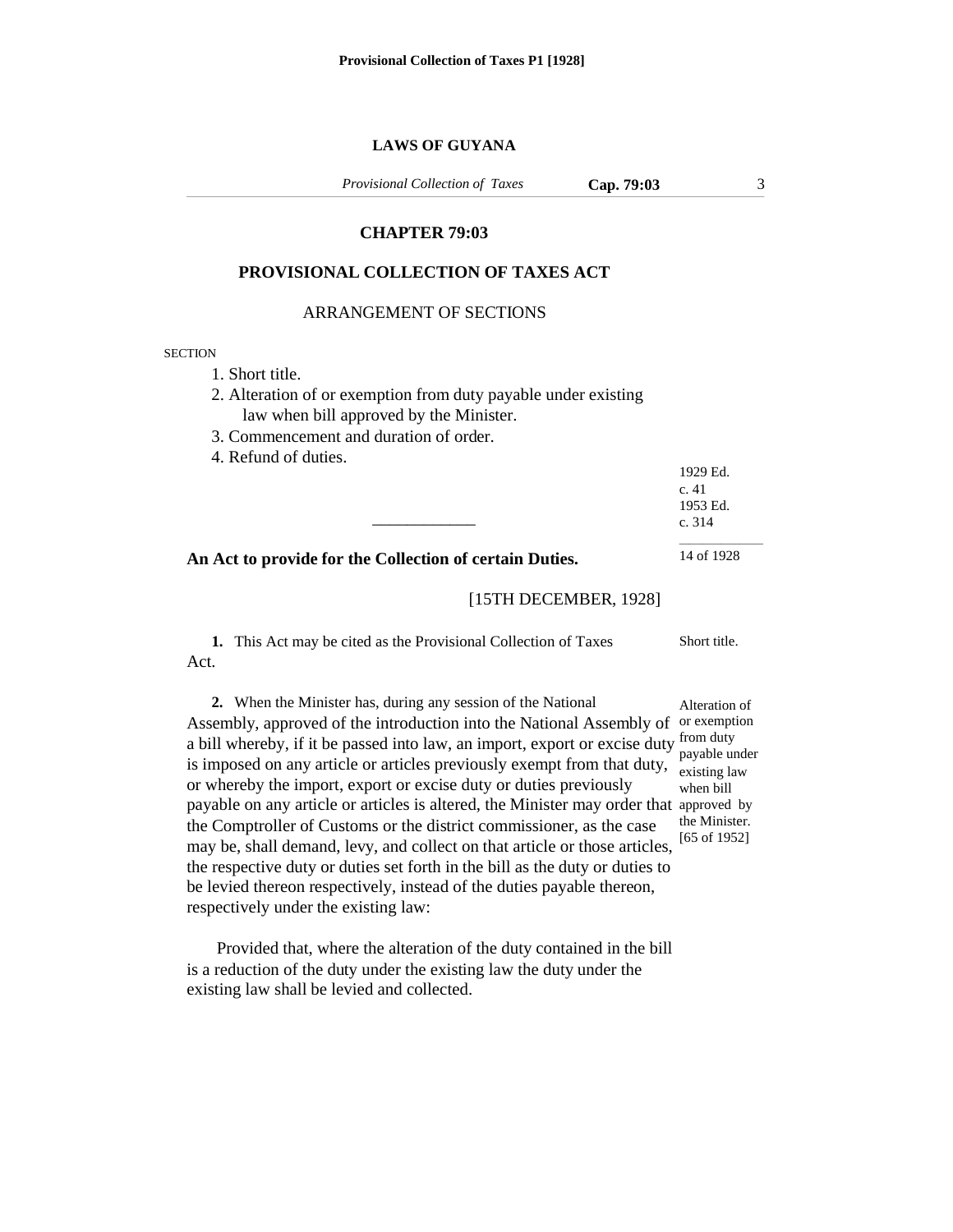**LAWS OF GUYANA**

# CHAPTER 79:03

## PROVISIONAL COLLECTION OF TAXES ACT

ARRANGEMENT OF SECTIONS

SECTION

1. Short title.
2. Alteration of or exemption from duty payable under existing law when bill approved by the Minister.
3. Commencement and duration of order.
4. Refund of duties.

1929 Ed.
c. 41
1953 Ed.
c. 314

---

14 of 1928

**An Act to provide for the Collection of certain Duties.**

[15TH DECEMBER, 1928]

Short title.

**1.** This Act may be cited as the Provisional Collection of Taxes Act.

Alteration of or exemption from duty payable under existing law when bill approved by the Minister.
[65 of 1952]

**2.** When the Minister has, during any session of the National Assembly, approved of the introduction into the National Assembly of a bill whereby, if it be passed into law, an import, export or excise duty is imposed on any article or articles previously exempt from that duty, or whereby the import, export or excise duty or duties previously payable on any article or articles is altered, the Minister may order that the Comptroller of Customs or the district commissioner, as the case may be, shall demand, levy, and collect on that article or those articles, the respective duty or duties set forth in the bill as the duty or duties to be levied thereon respectively, instead of the duties payable thereon, respectively under the existing law:

Provided that, where the alteration of the duty contained in the bill is a reduction of the duty under the existing law the duty under the existing law shall be levied and collected.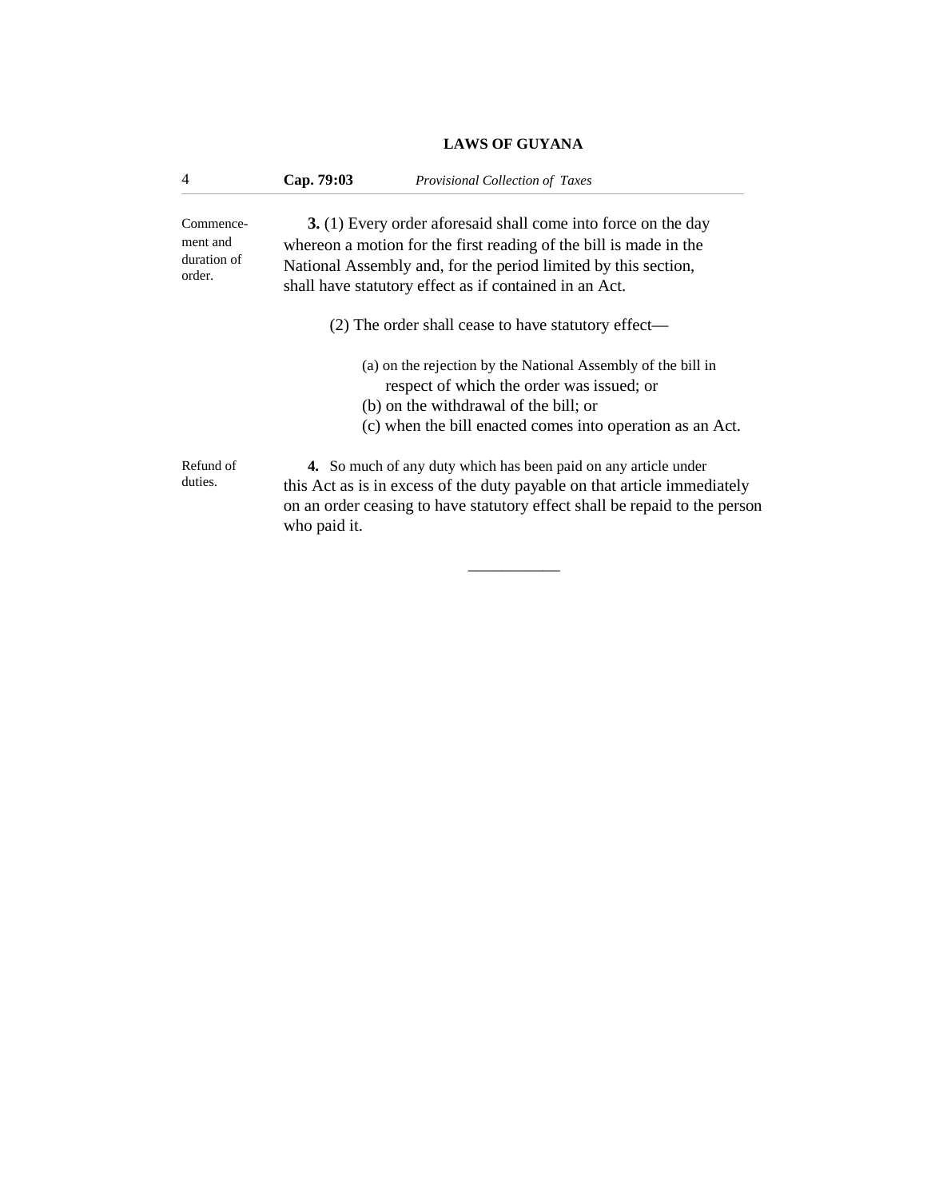Commencement and duration of order.

**3.** (1) Every order aforesaid shall come into force on the day whereon a motion for the first reading of the bill is made in the National Assembly and, for the period limited by this section, shall have statutory effect as if contained in an Act.

(2) The order shall cease to have statutory effect—

(a) on the rejection by the National Assembly of the bill in respect of which the order was issued; or

(b) on the withdrawal of the bill; or

(c) when the bill enacted comes into operation as an Act.

Refund of duties.

**4.** So much of any duty which has been paid on any article under this Act as is in excess of the duty payable on that article immediately on an order ceasing to have statutory effect shall be repaid to the person who paid it.

\_\_\_\_\_\_\_\_\_\_\_